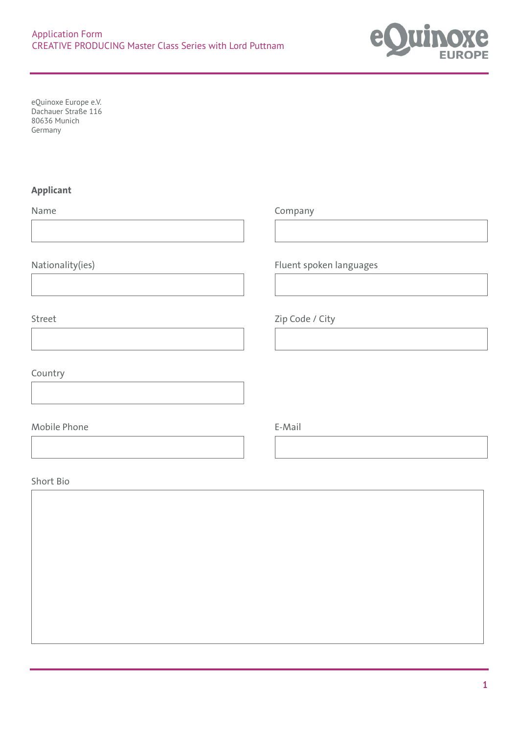Application Form
CREATIVE PRODUCING Master Class Series with Lord Puttnam

eQuinoxe Europe e.V.
Dachauer Straße 116
80636 Munich
Germany

**Applicant**

Name

Company

Nationality(ies)

Fluent spoken languages

Street

Zip Code / City

Country

Mobile Phone

E-Mail

Short Bio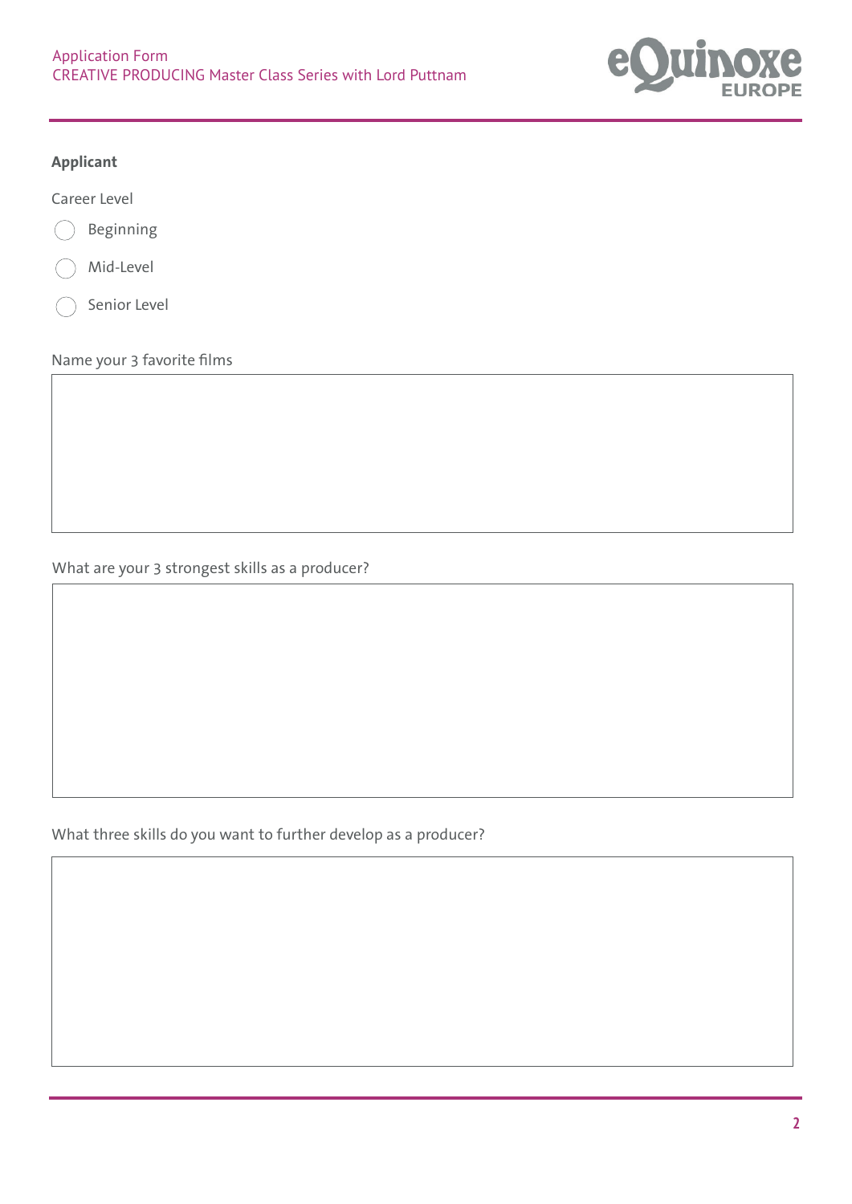**Applicant**

Career Level

- ○ Beginning
- ○ Mid-Level
- ○ Senior Level

Name your 3 favorite films

What are your 3 strongest skills as a producer?

What three skills do you want to further develop as a producer?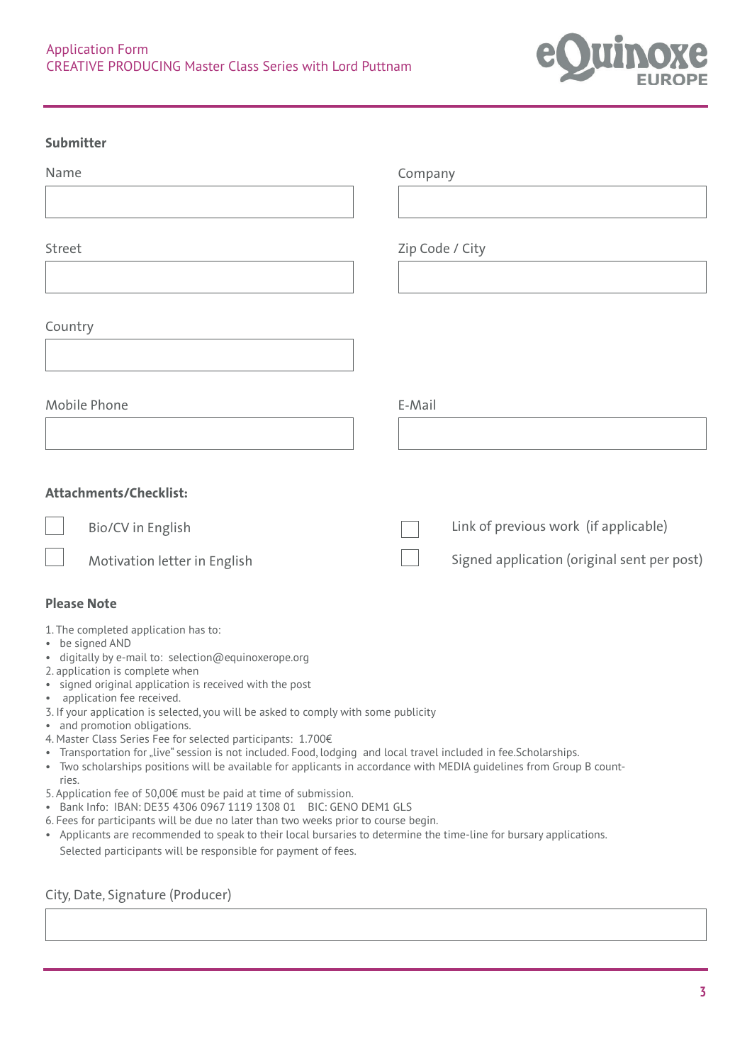Application Form
CREATIVE PRODUCING Master Class Series with Lord Puttnam

**Submitter**

Name

Company

Street

Zip Code / City

Country

Mobile Phone

E-Mail

**Attachments/Checklist:**

- ☐ Bio/CV in English
- ☐ Motivation letter in English
- ☐ Link of previous work (if applicable)
- ☐ Signed application (original sent per post)

**Please Note**

1. The completed application has to:
- be signed AND
- digitally by e-mail to: selection@equinoxerope.org

2. application is complete when
- signed original application is received with the post
- application fee received.

3. If your application is selected, you will be asked to comply with some publicity
- and promotion obligations.

4. Master Class Series Fee for selected participants: 1.700€
- Transportation for „live" session is not included. Food, lodging and local travel included in fee.Scholarships.
- Two scholarships positions will be available for applicants in accordance with MEDIA guidelines from Group B countries.

5. Application fee of 50,00€ must be paid at time of submission.
- Bank Info: IBAN: DE35 4306 0967 1119 1308 01 BIC: GENO DEM1 GLS

6. Fees for participants will be due no later than two weeks prior to course begin.
- Applicants are recommended to speak to their local bursaries to determine the time-line for bursary applications. Selected participants will be responsible for payment of fees.

City, Date, Signature (Producer)